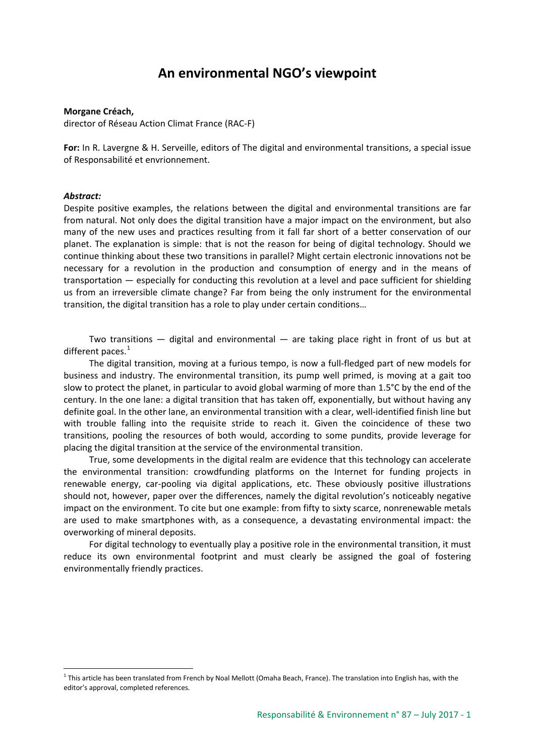# An environmental NGO's viewpoint

**Morgane Créach,**
director of Réseau Action Climat France (RAC-F)

**For:** In R. Lavergne & H. Serveille, editors of The digital and environmental transitions, a special issue of Responsabilité et envrionnement.

***Abstract:***
Despite positive examples, the relations between the digital and environmental transitions are far from natural. Not only does the digital transition have a major impact on the environment, but also many of the new uses and practices resulting from it fall far short of a better conservation of our planet. The explanation is simple: that is not the reason for being of digital technology. Should we continue thinking about these two transitions in parallel? Might certain electronic innovations not be necessary for a revolution in the production and consumption of energy and in the means of transportation — especially for conducting this revolution at a level and pace sufficient for shielding us from an irreversible climate change? Far from being the only instrument for the environmental transition, the digital transition has a role to play under certain conditions…

Two transitions — digital and environmental — are taking place right in front of us but at different paces.[1]

The digital transition, moving at a furious tempo, is now a full-fledged part of new models for business and industry. The environmental transition, its pump well primed, is moving at a gait too slow to protect the planet, in particular to avoid global warming of more than 1.5°C by the end of the century. In the one lane: a digital transition that has taken off, exponentially, but without having any definite goal. In the other lane, an environmental transition with a clear, well-identified finish line but with trouble falling into the requisite stride to reach it. Given the coincidence of these two transitions, pooling the resources of both would, according to some pundits, provide leverage for placing the digital transition at the service of the environmental transition.

True, some developments in the digital realm are evidence that this technology can accelerate the environmental transition: crowdfunding platforms on the Internet for funding projects in renewable energy, car-pooling via digital applications, etc. These obviously positive illustrations should not, however, paper over the differences, namely the digital revolution's noticeably negative impact on the environment. To cite but one example: from fifty to sixty scarce, nonrenewable metals are used to make smartphones with, as a consequence, a devastating environmental impact: the overworking of mineral deposits.

For digital technology to eventually play a positive role in the environmental transition, it must reduce its own environmental footprint and must clearly be assigned the goal of fostering environmentally friendly practices.

[1] This article has been translated from French by Noal Mellott (Omaha Beach, France). The translation into English has, with the editor's approval, completed references.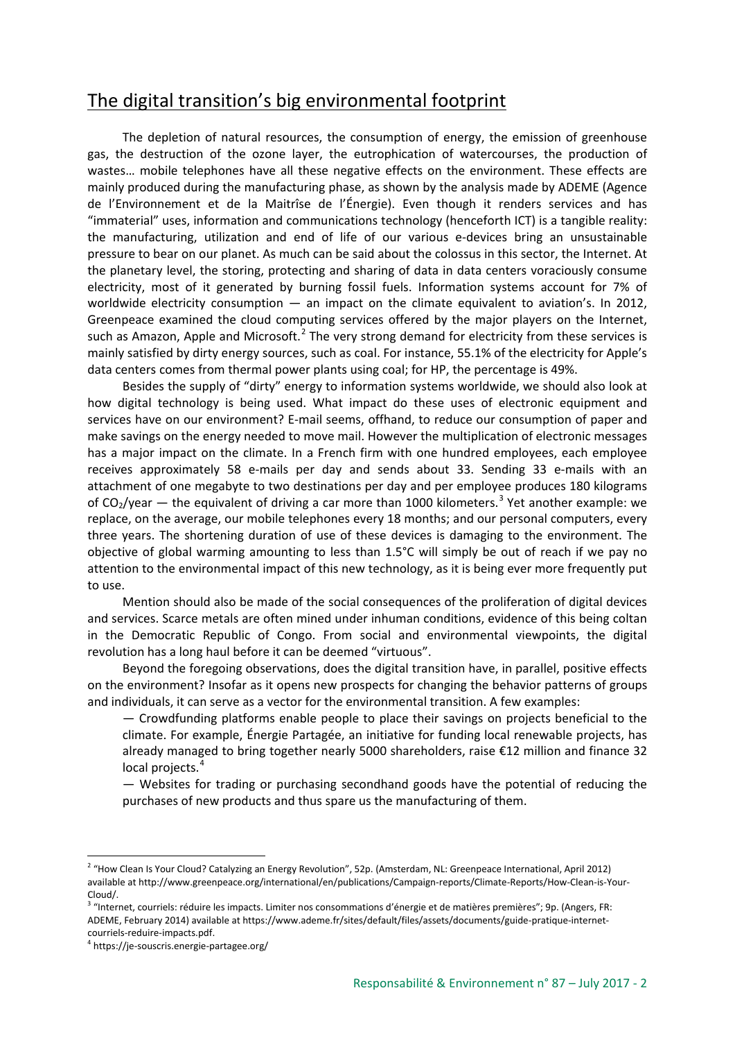## The digital transition's big environmental footprint

The depletion of natural resources, the consumption of energy, the emission of greenhouse gas, the destruction of the ozone layer, the eutrophication of watercourses, the production of wastes… mobile telephones have all these negative effects on the environment. These effects are mainly produced during the manufacturing phase, as shown by the analysis made by ADEME (Agence de l'Environnement et de la Maitrîse de l'Énergie). Even though it renders services and has "immaterial" uses, information and communications technology (henceforth ICT) is a tangible reality: the manufacturing, utilization and end of life of our various e-devices bring an unsustainable pressure to bear on our planet. As much can be said about the colossus in this sector, the Internet. At the planetary level, the storing, protecting and sharing of data in data centers voraciously consume electricity, most of it generated by burning fossil fuels. Information systems account for 7% of worldwide electricity consumption — an impact on the climate equivalent to aviation's. In 2012, Greenpeace examined the cloud computing services offered by the major players on the Internet, such as Amazon, Apple and Microsoft.[2] The very strong demand for electricity from these services is mainly satisfied by dirty energy sources, such as coal. For instance, 55.1% of the electricity for Apple's data centers comes from thermal power plants using coal; for HP, the percentage is 49%.

Besides the supply of "dirty" energy to information systems worldwide, we should also look at how digital technology is being used. What impact do these uses of electronic equipment and services have on our environment? E-mail seems, offhand, to reduce our consumption of paper and make savings on the energy needed to move mail. However the multiplication of electronic messages has a major impact on the climate. In a French firm with one hundred employees, each employee receives approximately 58 e-mails per day and sends about 33. Sending 33 e-mails with an attachment of one megabyte to two destinations per day and per employee produces 180 kilograms of $CO_2$/year — the equivalent of driving a car more than 1000 kilometers.[3] Yet another example: we replace, on the average, our mobile telephones every 18 months; and our personal computers, every three years. The shortening duration of use of these devices is damaging to the environment. The objective of global warming amounting to less than 1.5°C will simply be out of reach if we pay no attention to the environmental impact of this new technology, as it is being ever more frequently put to use.

Mention should also be made of the social consequences of the proliferation of digital devices and services. Scarce metals are often mined under inhuman conditions, evidence of this being coltan in the Democratic Republic of Congo. From social and environmental viewpoints, the digital revolution has a long haul before it can be deemed "virtuous".

Beyond the foregoing observations, does the digital transition have, in parallel, positive effects on the environment? Insofar as it opens new prospects for changing the behavior patterns of groups and individuals, it can serve as a vector for the environmental transition. A few examples:

— Crowdfunding platforms enable people to place their savings on projects beneficial to the climate. For example, Énergie Partagée, an initiative for funding local renewable projects, has already managed to bring together nearly 5000 shareholders, raise €12 million and finance 32 local projects.[4]

— Websites for trading or purchasing secondhand goods have the potential of reducing the purchases of new products and thus spare us the manufacturing of them.

---

[2] "How Clean Is Your Cloud? Catalyzing an Energy Revolution", 52p. (Amsterdam, NL: Greenpeace International, April 2012) available at http://www.greenpeace.org/international/en/publications/Campaign-reports/Climate-Reports/How-Clean-is-Your-Cloud/.

[3] "Internet, courriels: réduire les impacts. Limiter nos consommations d'énergie et de matières premières"; 9p. (Angers, FR: ADEME, February 2014) available at https://www.ademe.fr/sites/default/files/assets/documents/guide-pratique-internet-courriels-reduire-impacts.pdf.

[4] https://je-souscris.energie-partagee.org/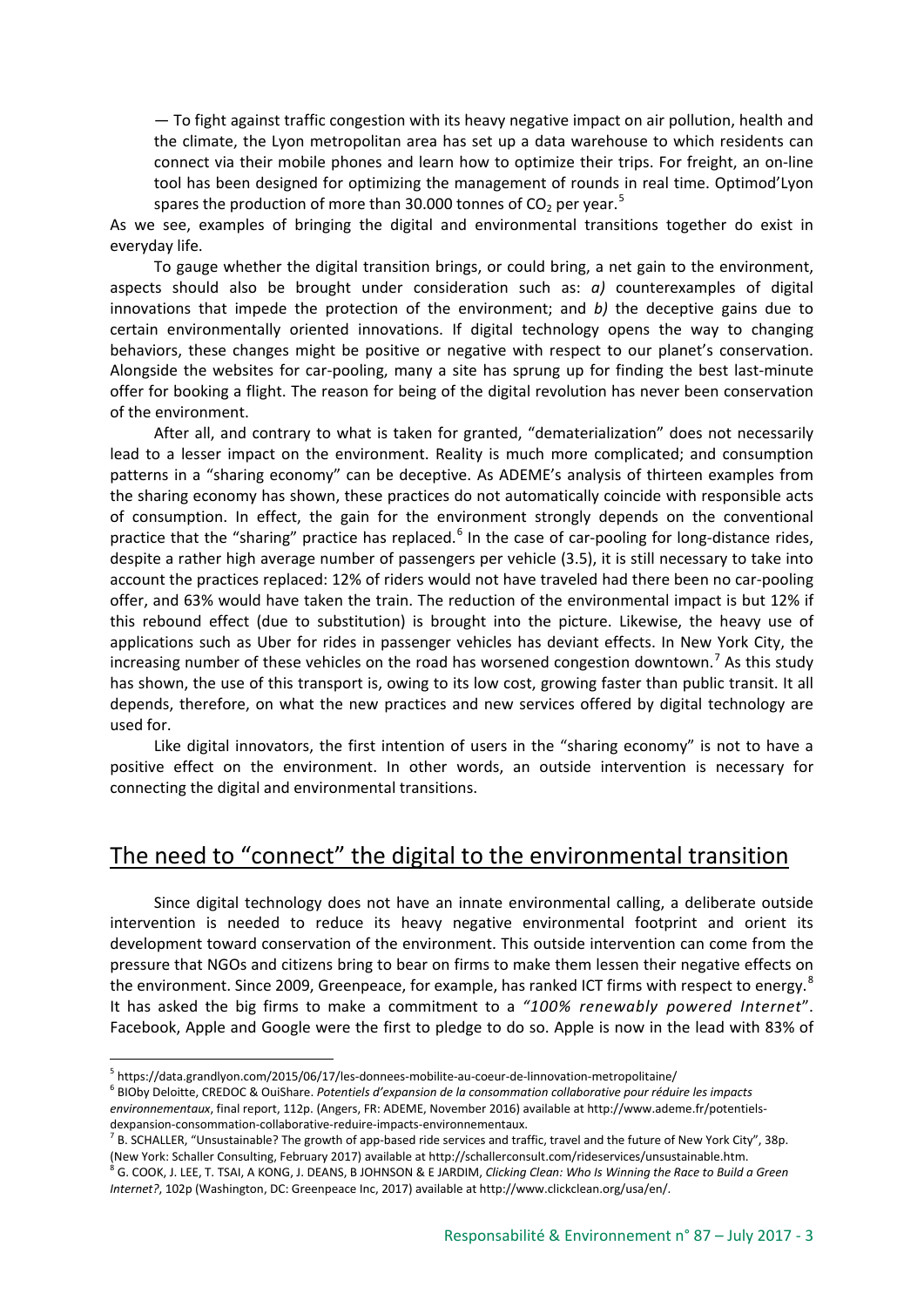— To fight against traffic congestion with its heavy negative impact on air pollution, health and the climate, the Lyon metropolitan area has set up a data warehouse to which residents can connect via their mobile phones and learn how to optimize their trips. For freight, an on-line tool has been designed for optimizing the management of rounds in real time. Optimod'Lyon spares the production of more than 30.000 tonnes of $CO_2$ per year.[5]

As we see, examples of bringing the digital and environmental transitions together do exist in everyday life.

To gauge whether the digital transition brings, or could bring, a net gain to the environment, aspects should also be brought under consideration such as: *a)* counterexamples of digital innovations that impede the protection of the environment; and *b)* the deceptive gains due to certain environmentally oriented innovations. If digital technology opens the way to changing behaviors, these changes might be positive or negative with respect to our planet's conservation. Alongside the websites for car-pooling, many a site has sprung up for finding the best last-minute offer for booking a flight. The reason for being of the digital revolution has never been conservation of the environment.

After all, and contrary to what is taken for granted, "dematerialization" does not necessarily lead to a lesser impact on the environment. Reality is much more complicated; and consumption patterns in a "sharing economy" can be deceptive. As ADEME's analysis of thirteen examples from the sharing economy has shown, these practices do not automatically coincide with responsible acts of consumption. In effect, the gain for the environment strongly depends on the conventional practice that the "sharing" practice has replaced.[6] In the case of car-pooling for long-distance rides, despite a rather high average number of passengers per vehicle (3.5), it is still necessary to take into account the practices replaced: 12% of riders would not have traveled had there been no car-pooling offer, and 63% would have taken the train. The reduction of the environmental impact is but 12% if this rebound effect (due to substitution) is brought into the picture. Likewise, the heavy use of applications such as Uber for rides in passenger vehicles has deviant effects. In New York City, the increasing number of these vehicles on the road has worsened congestion downtown.[7] As this study has shown, the use of this transport is, owing to its low cost, growing faster than public transit. It all depends, therefore, on what the new practices and new services offered by digital technology are used for.

Like digital innovators, the first intention of users in the "sharing economy" is not to have a positive effect on the environment. In other words, an outside intervention is necessary for connecting the digital and environmental transitions.

## The need to "connect" the digital to the environmental transition

Since digital technology does not have an innate environmental calling, a deliberate outside intervention is needed to reduce its heavy negative environmental footprint and orient its development toward conservation of the environment. This outside intervention can come from the pressure that NGOs and citizens bring to bear on firms to make them lessen their negative effects on the environment. Since 2009, Greenpeace, for example, has ranked ICT firms with respect to energy.[8] It has asked the big firms to make a commitment to a *"100% renewably powered Internet"*. Facebook, Apple and Google were the first to pledge to do so. Apple is now in the lead with 83% of

---

[5] https://data.grandlyon.com/2015/06/17/les-donnees-mobilite-au-coeur-de-linnovation-metropolitaine/

[6] BIOby Deloitte, CREDOC & OuiShare. *Potentiels d'expansion de la consommation collaborative pour réduire les impacts environnementaux*, final report, 112p. (Angers, FR: ADEME, November 2016) available at http://www.ademe.fr/potentiels-dexpansion-consommation-collaborative-reduire-impacts-environnementaux.

[7] B. SCHALLER, "Unsustainable? The growth of app-based ride services and traffic, travel and the future of New York City", 38p. (New York: Schaller Consulting, February 2017) available at http://schallerconsult.com/rideservices/unsustainable.htm.

[8] G. COOK, J. LEE, T. TSAI, A KONG, J. DEANS, B JOHNSON & E JARDIM, *Clicking Clean: Who Is Winning the Race to Build a Green Internet?*, 102p (Washington, DC: Greenpeace Inc, 2017) available at http://www.clickclean.org/usa/en/.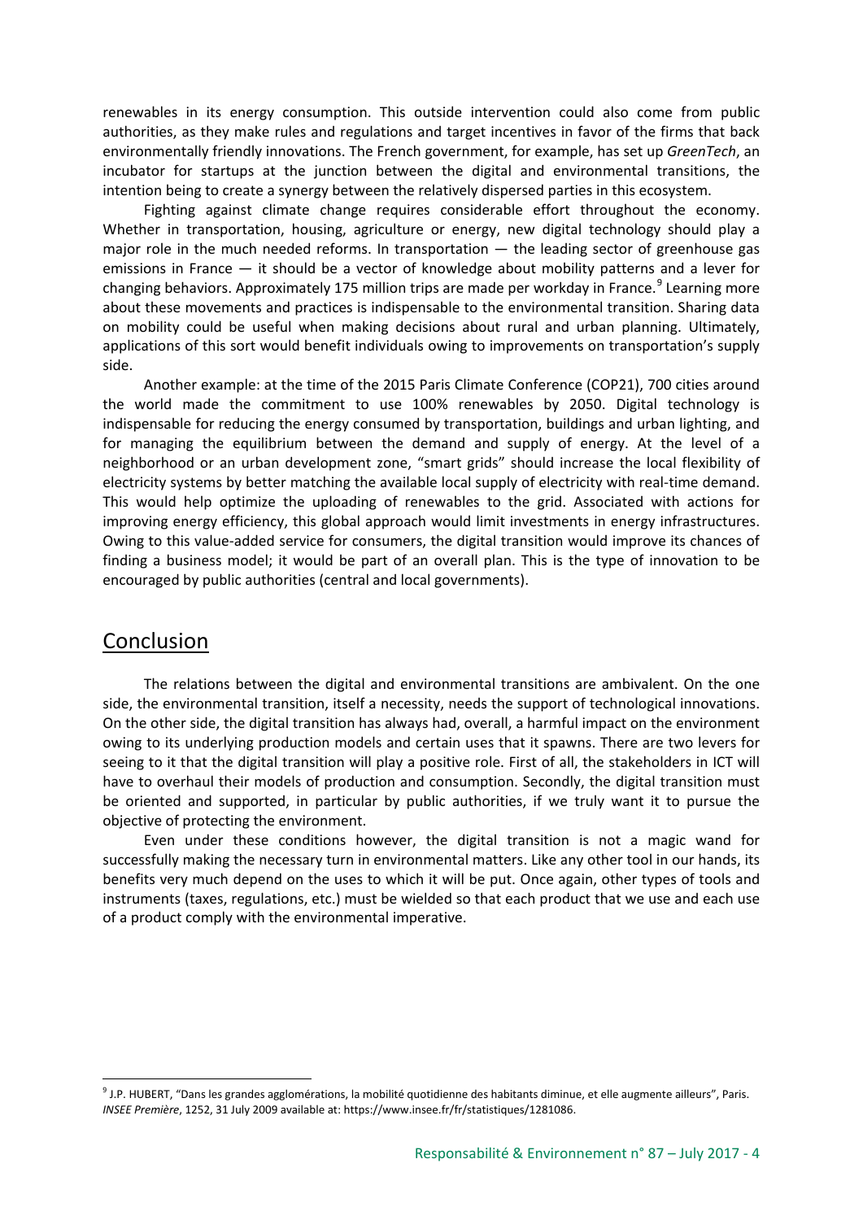renewables in its energy consumption. This outside intervention could also come from public authorities, as they make rules and regulations and target incentives in favor of the firms that back environmentally friendly innovations. The French government, for example, has set up *GreenTech*, an incubator for startups at the junction between the digital and environmental transitions, the intention being to create a synergy between the relatively dispersed parties in this ecosystem.

Fighting against climate change requires considerable effort throughout the economy. Whether in transportation, housing, agriculture or energy, new digital technology should play a major role in the much needed reforms. In transportation — the leading sector of greenhouse gas emissions in France — it should be a vector of knowledge about mobility patterns and a lever for changing behaviors. Approximately 175 million trips are made per workday in France.[9] Learning more about these movements and practices is indispensable to the environmental transition. Sharing data on mobility could be useful when making decisions about rural and urban planning. Ultimately, applications of this sort would benefit individuals owing to improvements on transportation's supply side.

Another example: at the time of the 2015 Paris Climate Conference (COP21), 700 cities around the world made the commitment to use 100% renewables by 2050. Digital technology is indispensable for reducing the energy consumed by transportation, buildings and urban lighting, and for managing the equilibrium between the demand and supply of energy. At the level of a neighborhood or an urban development zone, "smart grids" should increase the local flexibility of electricity systems by better matching the available local supply of electricity with real-time demand. This would help optimize the uploading of renewables to the grid. Associated with actions for improving energy efficiency, this global approach would limit investments in energy infrastructures. Owing to this value-added service for consumers, the digital transition would improve its chances of finding a business model; it would be part of an overall plan. This is the type of innovation to be encouraged by public authorities (central and local governments).

## Conclusion

The relations between the digital and environmental transitions are ambivalent. On the one side, the environmental transition, itself a necessity, needs the support of technological innovations. On the other side, the digital transition has always had, overall, a harmful impact on the environment owing to its underlying production models and certain uses that it spawns. There are two levers for seeing to it that the digital transition will play a positive role. First of all, the stakeholders in ICT will have to overhaul their models of production and consumption. Secondly, the digital transition must be oriented and supported, in particular by public authorities, if we truly want it to pursue the objective of protecting the environment.

Even under these conditions however, the digital transition is not a magic wand for successfully making the necessary turn in environmental matters. Like any other tool in our hands, its benefits very much depend on the uses to which it will be put. Once again, other types of tools and instruments (taxes, regulations, etc.) must be wielded so that each product that we use and each use of a product comply with the environmental imperative.

---

[9] J.P. HUBERT, "Dans les grandes agglomérations, la mobilité quotidienne des habitants diminue, et elle augmente ailleurs", Paris. *INSEE Première*, 1252, 31 July 2009 available at: https://www.insee.fr/fr/statistiques/1281086.